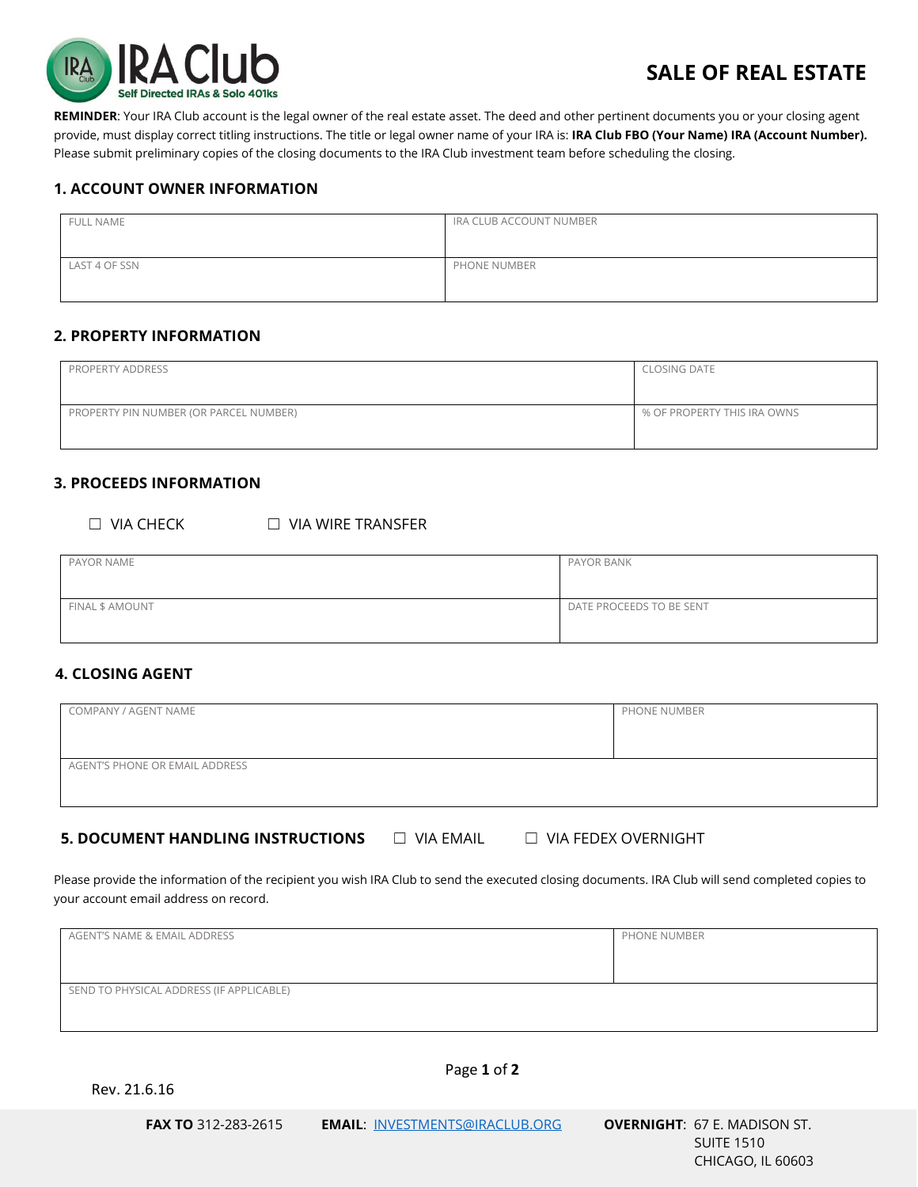# SALE OF REAL ESTATE

**REMINDER**: Your IRA Club account is the legal owner of the real estate asset. The deed and other pertinent documents you or your closing agent provide, must display correct titling instructions. The title or legal owner name of your IRA is: **IRA Club FBO (Your Name) IRA (Account Number).** Please submit preliminary copies of the closing documents to the IRA Club investment team before scheduling the closing.

## 1. ACCOUNT OWNER INFORMATION

| FULL NAME | IRA CLUB ACCOUNT NUMBER |
|---|---|
| LAST 4 OF SSN | PHONE NUMBER |

## 2. PROPERTY INFORMATION

| PROPERTY ADDRESS | CLOSING DATE |
|---|---|
| PROPERTY PIN NUMBER (OR PARCEL NUMBER) | % OF PROPERTY THIS IRA OWNS |

## 3. PROCEEDS INFORMATION

☐ VIA CHECK ☐ VIA WIRE TRANSFER

| PAYOR NAME | PAYOR BANK |
|---|---|
| FINAL $ AMOUNT | DATE PROCEEDS TO BE SENT |

## 4. CLOSING AGENT

| COMPANY / AGENT NAME | PHONE NUMBER |
|---|---|
| AGENT'S PHONE OR EMAIL ADDRESS | |

## 5. DOCUMENT HANDLING INSTRUCTIONS

☐ VIA EMAIL ☐ VIA FEDEX OVERNIGHT

Please provide the information of the recipient you wish IRA Club to send the executed closing documents. IRA Club will send completed copies to your account email address on record.

| AGENT'S NAME & EMAIL ADDRESS | PHONE NUMBER |
|---|---|
| SEND TO PHYSICAL ADDRESS (IF APPLICABLE) | |

Rev. 21.6.16

**FAX TO** 312-283-2615 **EMAIL**: INVESTMENTS@IRACLUB.ORG **OVERNIGHT**: 67 E. MADISON ST. SUITE 1510 CHICAGO, IL 60603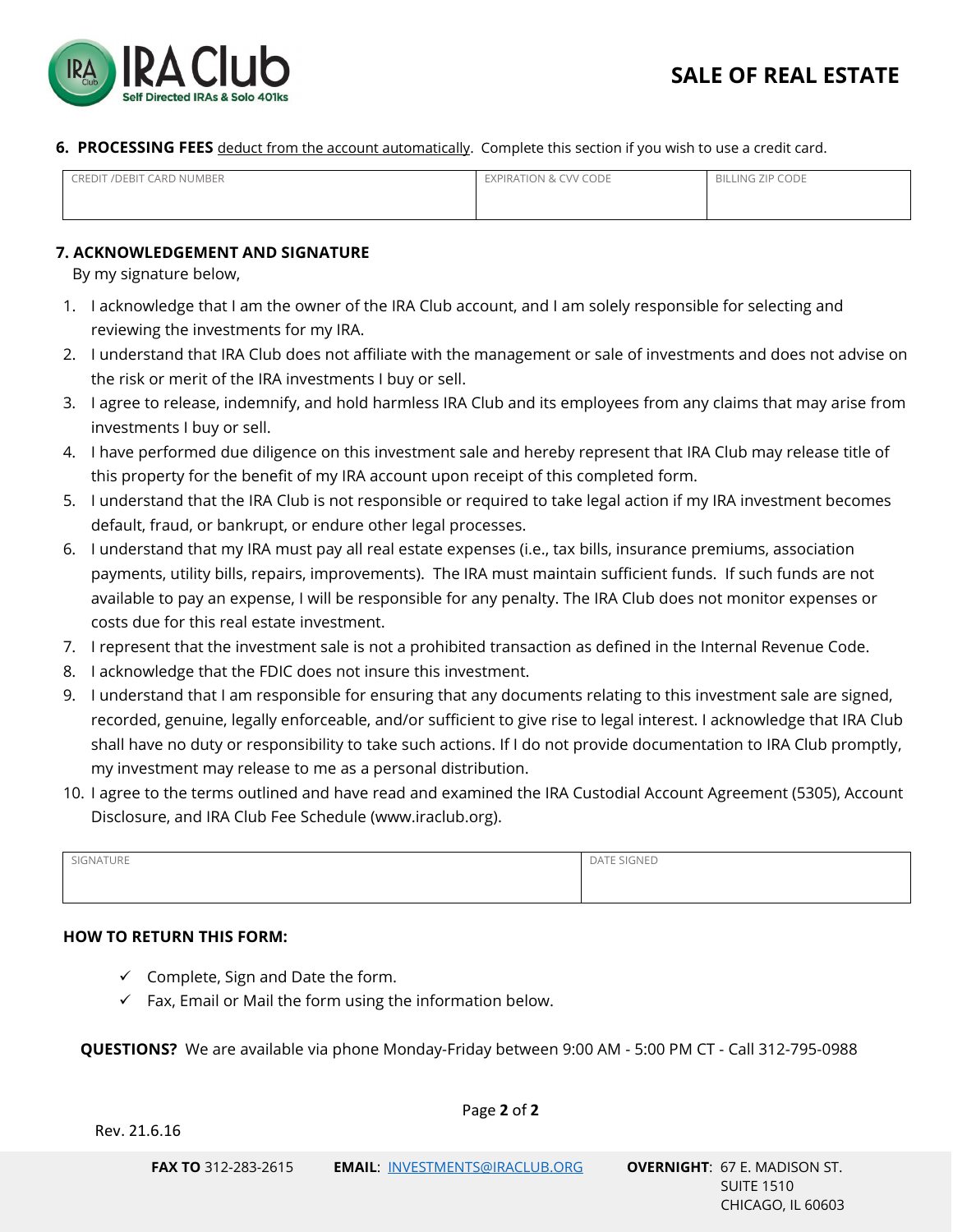# SALE OF REAL ESTATE

**6. PROCESSING FEES** deduct from the account automatically. Complete this section if you wish to use a credit card.

| CREDIT /DEBIT CARD NUMBER | EXPIRATION & CVV CODE | BILLING ZIP CODE |
|---|---|---|
| | | |

**7. ACKNOWLEDGEMENT AND SIGNATURE**

By my signature below,

1. I acknowledge that I am the owner of the IRA Club account, and I am solely responsible for selecting and reviewing the investments for my IRA.
2. I understand that IRA Club does not affiliate with the management or sale of investments and does not advise on the risk or merit of the IRA investments I buy or sell.
3. I agree to release, indemnify, and hold harmless IRA Club and its employees from any claims that may arise from investments I buy or sell.
4. I have performed due diligence on this investment sale and hereby represent that IRA Club may release title of this property for the benefit of my IRA account upon receipt of this completed form.
5. I understand that the IRA Club is not responsible or required to take legal action if my IRA investment becomes default, fraud, or bankrupt, or endure other legal processes.
6. I understand that my IRA must pay all real estate expenses (i.e., tax bills, insurance premiums, association payments, utility bills, repairs, improvements). The IRA must maintain sufficient funds. If such funds are not available to pay an expense, I will be responsible for any penalty. The IRA Club does not monitor expenses or costs due for this real estate investment.
7. I represent that the investment sale is not a prohibited transaction as defined in the Internal Revenue Code.
8. I acknowledge that the FDIC does not insure this investment.
9. I understand that I am responsible for ensuring that any documents relating to this investment sale are signed, recorded, genuine, legally enforceable, and/or sufficient to give rise to legal interest. I acknowledge that IRA Club shall have no duty or responsibility to take such actions. If I do not provide documentation to IRA Club promptly, my investment may release to me as a personal distribution.
10. I agree to the terms outlined and have read and examined the IRA Custodial Account Agreement (5305), Account Disclosure, and IRA Club Fee Schedule (www.iraclub.org).

| SIGNATURE | DATE SIGNED |
|---|---|
| | |

**HOW TO RETURN THIS FORM:**

- ✓ Complete, Sign and Date the form.
- ✓ Fax, Email or Mail the form using the information below.

**QUESTIONS?** We are available via phone Monday-Friday between 9:00 AM - 5:00 PM CT - Call 312-795-0988

Rev. 21.6.16

**FAX TO** 312-283-2615 **EMAIL**: INVESTMENTS@IRACLUB.ORG **OVERNIGHT**: 67 E. MADISON ST. SUITE 1510 CHICAGO, IL 60603